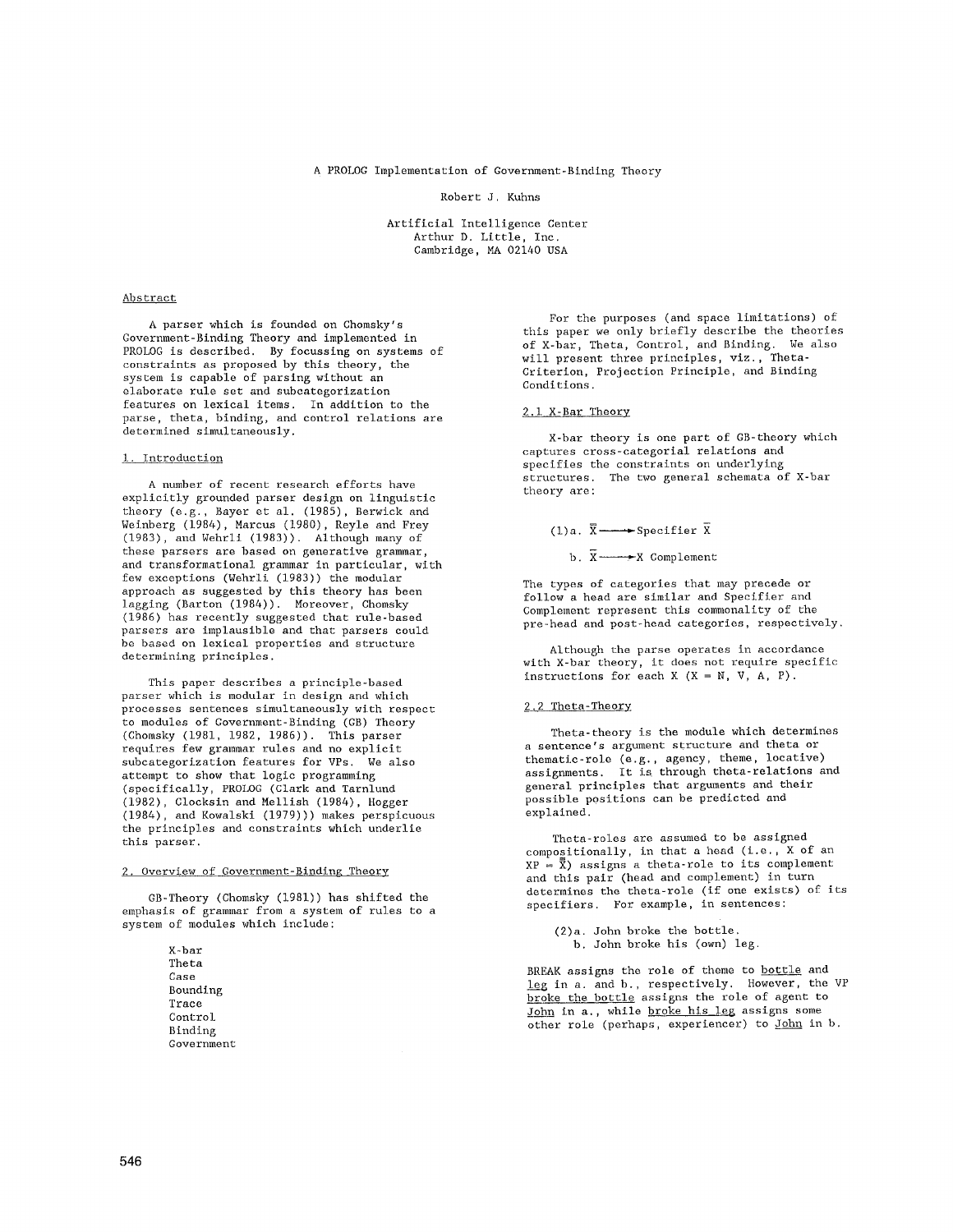# A PROLOG Implementation of Government-Binding Theory

Robert J. Kuhns

Artificial Intelligence Center
Arthur D. Little, Inc.
Cambridge, MA 02140 USA

## Abstract

A parser which is founded on Chomsky's Government-Binding Theory and implemented in PROLOG is described. By focussing on systems of constraints as proposed by this theory, the system is capable of parsing without an elaborate rule set and subcategorization features on lexical items. In addition to the parse, theta, binding, and control relations are determined simultaneously.

## 1. Introduction

A number of recent research efforts have explicitly grounded parser design on linguistic theory (e.g., Bayer et al. (1985), Berwick and Weinberg (1984), Marcus (1980), Reyle and Frey (1983), and Wehrli (1983)). Although many of these parsers are based on generative grammar, and transformational grammar in particular, with few exceptions (Wehrli (1983)) the modular approach as suggested by this theory has been lagging (Barton (1984)). Moreover, Chomsky (1986) has recently suggested that rule-based parsers are implausible and that parsers could be based on lexical properties and structure determining principles.

This paper describes a principle-based parser which is modular in design and which processes sentences simultaneously with respect to modules of Government-Binding (GB) Theory (Chomsky (1981, 1982, 1986)). This parser requires few grammar rules and no explicit subcategorization features for VPs. We also attempt to show that logic programming (specifically, PROLOG (Clark and Tarnlund (1982), Clocksin and Mellish (1984), Hogger (1984), and Kowalski (1979))) makes perspicuous the principles and constraints which underlie this parser.

## 2. Overview of Government-Binding Theory

GB-Theory (Chomsky (1981)) has shifted the emphasis of grammar from a system of rules to a system of modules which include:

- X-bar
- Theta
- Case
- Bounding
- Trace
- Control
- Binding
- Government

For the purposes (and space limitations) of this paper we only briefly describe the theories of X-bar, Theta, Control, and Binding. We also will present three principles, viz., Theta-Criterion, Projection Principle, and Binding Conditions.

### 2.1 X-Bar Theory

X-bar theory is one part of GB-theory which captures cross-categorial relations and specifies the constraints on underlying structures. The two general schemata of X-bar theory are:

(1) a. $\bar{\bar{X}} \longrightarrow \text{Specifier}\ \bar{X}$

b. $\bar{X} \longrightarrow X\ \text{Complement}$

The types of categories that may precede or follow a head are similar and Specifier and Complement represent this commonality of the pre-head and post-head categories, respectively.

Although the parse operates in accordance with X-bar theory, it does not require specific instructions for each X (X = N, V, A, P).

### 2.2 Theta-Theory

Theta-theory is the module which determines a sentence's argument structure and theta or thematic-role (e.g., agency, theme, locative) assignments. It is through theta-relations and general principles that arguments and their possible positions can be predicted and explained.

Theta-roles are assumed to be assigned compositionally, in that a head (i.e., X of an $XP = \bar{\bar{X}}$) assigns a theta-role to its complement and this pair (head and complement) in turn determines the theta-role (if one exists) of its specifiers. For example, in sentences:

(2) a. John broke the bottle.
b. John broke his (own) leg.

BREAK assigns the role of theme to bottle and leg in a. and b., respectively. However, the VP broke the bottle assigns the role of agent to John in a., while broke his leg assigns some other role (perhaps, experiencer) to John in b.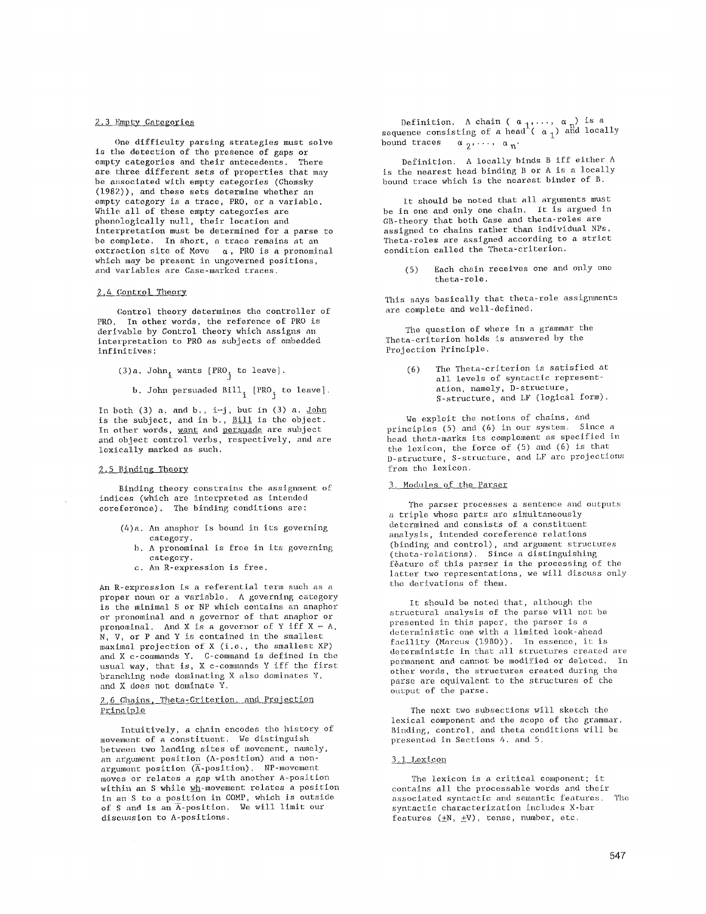### 2.3 Empty Categories

One difficulty parsing strategies must solve is the detection of the presence of gaps or empty categories and their antecedents. There are three different sets of properties that may be associated with empty categories (Chomsky (1982)), and these sets determine whether an empty category is a trace, PRO, or a variable. While all of these empty categories are phonologically null, their location and interpretation must be determined for a parse to be complete. In short, a trace remains at an extraction site of Move $\alpha$, PRO is a pronominal which may be present in ungoverned positions, and variables are Case-marked traces.

### 2.4 Control Theory

Control theory determines the controller of PRO. In other words, the reference of PRO is derivable by Control theory which assigns an interpretation to PRO as subjects of embedded infinitives:

(3)a. $\text{John}_i$ wants [$\text{PRO}_j$ to leave].

b. John persuaded $\text{Bill}_i$ [$\text{PRO}_j$ to leave].

In both (3) a. and b., i=j, but in (3) a. John is the subject, and in b., Bill is the object. In other words, want and persuade are subject and object control verbs, respectively, and are lexically marked as such.

### 2.5 Binding Theory

Binding theory constrains the assignment of indices (which are interpreted as intended coreference). The binding conditions are:

(4)a. An anaphor is bound in its governing category.

b. A pronominal is free in its governing category.

c. An R-expression is free.

An R-expression is a referential term such as a proper noun or a variable. A governing category is the minimal S or NP which contains an anaphor or pronominal and a governor of that anaphor or pronominal. And X is a governor of Y iff X = A, N, V, or P and Y is contained in the smallest maximal projection of X (i.e., the smallest XP) and X c-commands Y. C-command is defined in the usual way, that is, X c-commands Y iff the first branching node dominating X also dominates Y, and X does not dominate Y.

### 2.6 Chains, Theta-Criterion, and Projection Principle

Intuitively, a chain encodes the history of movement of a constituent. We distinguish between two landing sites of movement, namely, an argument position (A-position) and a non-argument position ($\bar{A}$-position). NP-movement moves or relates a gap with another A-position within an S while wh-movement relates a position in an S to a position in COMP, which is outside of S and is an $\bar{A}$-position. We will limit our discussion to A-positions.

Definition. A chain ( $\alpha_1, \ldots, \alpha_n$) is a sequence consisting of a head ( $\alpha_1$) and locally bound traces $\alpha_2, \ldots, \alpha_n$.

Definition. A locally binds B iff either A is the nearest head binding B or A is a locally bound trace which is the nearest binder of B.

It should be noted that all arguments must be in one and only one chain. It is argued in GB-theory that both Case and theta-roles are assigned to chains rather than individual NPs. Theta-roles are assigned according to a strict condition called the Theta-criterion.

(5) Each chain receives one and only one theta-role.

This says basically that theta-role assignments are complete and well-defined.

The question of where in a grammar the Theta-criterion holds is answered by the Projection Principle.

(6) The Theta-criterion is satisfied at all levels of syntactic representation, namely, D-structure, S-structure, and LF (logical form).

We exploit the notions of chains, and principles (5) and (6) in our system. Since a head theta-marks its complement as specified in the lexicon, the force of (5) and (6) is that D-structure, S-structure, and LF are projections from the lexicon.

## 3. Modules of the Parser

The parser processes a sentence and outputs a triple whose parts are simultaneously determined and consists of a constituent analysis, intended coreference relations (binding and control), and argument structures (theta-relations). Since a distinguishing feature of this parser is the processing of the latter two representations, we will discuss only the derivations of them.

It should be noted that, although the structural analysis of the parse will not be presented in this paper, the parser is a deterministic one with a limited look-ahead facility (Marcus (1980)). In essence, it is deterministic in that all structures created are permanent and cannot be modified or deleted. In other words, the structures created during the parse are equivalent to the structures of the output of the parse.

The next two subsections will sketch the lexical component and the scope of the grammar. Binding, control, and theta conditions will be presented in Sections 4. and 5.

### 3.1 Lexicon

The lexicon is a critical component; it contains all the processable words and their associated syntactic and semantic features. The syntactic characterization includes X-bar features ($\pm$N, $\pm$V), tense, number, etc.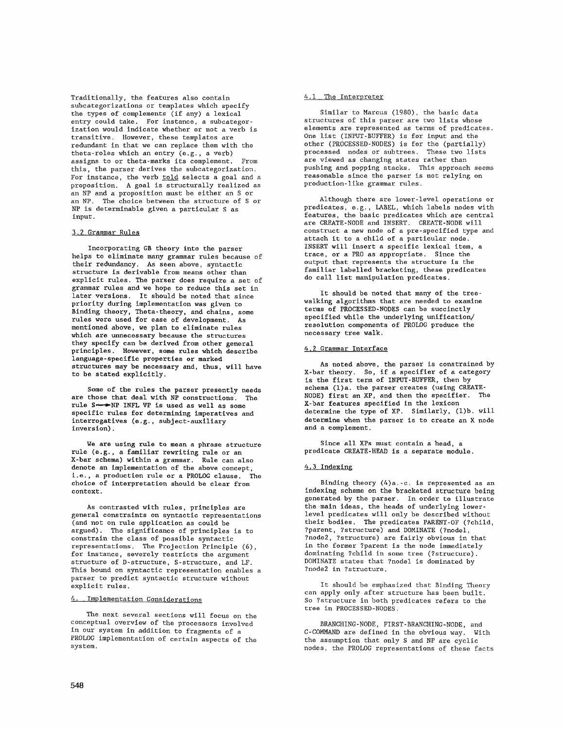Traditionally, the features also contain subcategorizations or templates which specify the types of complements (if any) a lexical entry could take. For instance, a subcategorization would indicate whether or not a verb is transitive. However, these templates are redundant in that we can replace them with the theta-roles which an entry (e.g., a verb) assigns to or theta-marks its complement. From this, the parser derives the subcategorization. For instance, the verb _told_ selects a goal and a proposition. A goal is structurally realized as an NP and a proposition must be either an S or an NP. The choice between the structure of S or NP is determinable given a particular S as input.

### 3.2 Grammar Rules

Incorporating GB theory into the parser helps to eliminate many grammar rules because of their redundancy. As seen above, syntactic structure is derivable from means other than explicit rules. The parser does require a set of grammar rules and we hope to reduce this set in later versions. It should be noted that since priority during implementation was given to Binding theory, Theta-theory, and chains, some rules were used for ease of development. As mentioned above, we plan to eliminate rules which are unnecessary because the structures they specify can be derived from other general principles. However, some rules which describe language-specific properties or marked structures may be necessary and, thus, will have to be stated explicitly.

Some of the rules the parser presently needs are those that deal with NP constructions. The rule S→NP INFL VP is used as well as some specific rules for determining imperatives and interrogatives (e.g., subject-auxiliary inversion).

We are using rule to mean a phrase structure rule (e.g., a familiar rewriting rule or an X-bar schema) within a grammar. Rule can also denote an implementation of the above concept, i.e., a production rule or a PROLOG clause. The choice of interpretation should be clear from context.

As contrasted with rules, principles are general constraints on syntactic representations (and not on rule application as could be argued). The significance of principles is to constrain the class of possible syntactic representations. The Projection Principle (6), for instance, severely restricts the argument structure of D-structure, S-structure, and LF. This bound on syntactic representation enables a parser to predict syntactic structure without explicit rules.

## 4. Implementation Considerations

The next several sections will focus on the conceptual overview of the processors involved in our system in addition to fragments of a PROLOG implementation of certain aspects of the system.

### 4.1 The Interpreter

Similar to Marcus (1980), the basic data structures of this parser are two lists whose elements are represented as terms of predicates. One list (INPUT-BUFFER) is for input and the other (PROCESSED-NODES) is for the (partially) processed nodes or subtrees. These two lists are viewed as changing states rather than pushing and popping stacks. This approach seems reasonable since the parser is not relying on production-like grammar rules.

Although there are lower-level operations or predicates, e.g., LABEL, which labels nodes with features, the basic predicates which are central are CREATE-NODE and INSERT. CREATE-NODE will construct a new node of a pre-specified type and attach it to a child of a particular node. INSERT will insert a specific lexical item, a trace, or a PRO as appropriate. Since the output that represents the structure is the familiar labelled bracketing, these predicates do call list manipulation predicates.

It should be noted that many of the tree-walking algorithms that are needed to examine terms of PROCESSED-NODES can be succinctly specified while the underlying unification/resolution components of PROLOG produce the necessary tree walk.

### 4.2 Grammar Interface

As noted above, the parser is constrained by X-bar theory. So, if a specifier of a category is the first term of INPUT-BUFFER, then by schema (1)a. the parser creates (using CREATE-NODE) first an XP, and then the specifier. The X-bar features specified in the lexicon determine the type of XP. Similarly, (1)b. will determine when the parser is to create an X node and a complement.

Since all XPs must contain a head, a predicate CREATE-HEAD is a separate module.

### 4.3 Indexing

Binding theory (4)a.-c. is represented as an indexing scheme on the bracketed structure being generated by the parser. In order to illustrate the main ideas, the heads of underlying lower-level predicates will only be described without their bodies. The predicates PARENT-OF (?child, ?parent, ?structure) and DOMINATE (?node1, ?node2, ?structure) are fairly obvious in that in the former ?parent is the node immediately dominating ?child in some tree (?structure). DOMINATE states that ?node1 is dominated by ?node2 in ?structure.

It should be emphasized that Binding Theory can apply only after structure has been built. So ?structure in both predicates refers to the tree in PROCESSED-NODES.

BRANCHING-NODE, FIRST-BRANCHING-NODE, and C-COMMAND are defined in the obvious way. With the assumption that only S and NP are cyclic nodes, the PROLOG representations of these facts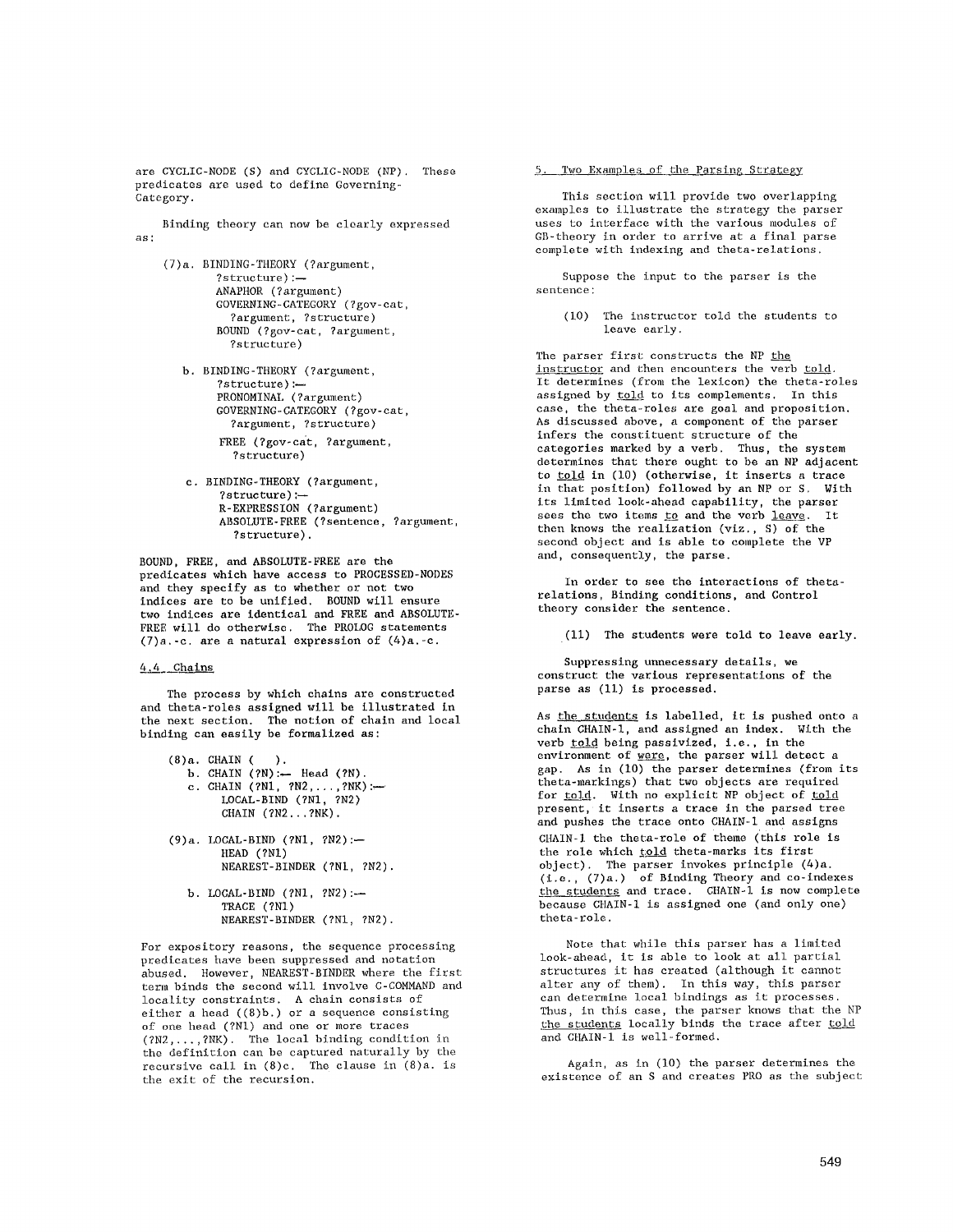are CYCLIC-NODE (S) and CYCLIC-NODE (NP). These predicates are used to define Governing-Category.

Binding theory can now be clearly expressed as:

```
(7)a. BINDING-THEORY (?argument,
        ?structure):—
        ANAPHOR (?argument)
        GOVERNING-CATEGORY (?gov-cat,
          ?argument, ?structure)
        BOUND (?gov-cat, ?argument,
          ?structure)

   b. BINDING-THEORY (?argument,
        ?structure):—
        PRONOMINAL (?argument)
        GOVERNING-CATEGORY (?gov-cat,
          ?argument, ?structure)
        FREE (?gov-cat, ?argument,
          ?structure)

   c. BINDING-THEORY (?argument,
        ?structure):—
        R-EXPRESSION (?argument)
        ABSOLUTE-FREE (?sentence, ?argument,
          ?structure).
```

BOUND, FREE, and ABSOLUTE-FREE are the predicates which have access to PROCESSED-NODES and they specify as to whether or not two indices are to be unified. BOUND will ensure two indices are identical and FREE and ABSOLUTE-FREE will do otherwise. The PROLOG statements (7)a.-c. are a natural expression of (4)a.-c.

### 4.4 Chains

The process by which chains are constructed and theta-roles assigned will be illustrated in the next section. The notion of chain and local binding can easily be formalized as:

```
(8)a. CHAIN ( ).
   b. CHAIN (?N):— Head (?N).
   c. CHAIN (?N1, ?N2,...,?NK):—
        LOCAL-BIND (?N1, ?N2)
        CHAIN (?N2...?NK).

(9)a. LOCAL-BIND (?N1, ?N2):—
        HEAD (?N1)
        NEAREST-BINDER (?N1, ?N2).

   b. LOCAL-BIND (?N1, ?N2):—
        TRACE (?N1)
        NEAREST-BINDER (?N1, ?N2).
```

For expository reasons, the sequence processing predicates have been suppressed and notation abused. However, NEAREST-BINDER where the first term binds the second will involve C-COMMAND and locality constraints. A chain consists of either a head ((8)b.) or a sequence consisting of one head (?N1) and one or more traces (?N2,...,?NK). The local binding condition in the definition can be captured naturally by the recursive call in (8)c. The clause in (8)a. is the exit of the recursion.

## 5. Two Examples of the Parsing Strategy

This section will provide two overlapping examples to illustrate the strategy the parser uses to interface with the various modules of GB-theory in order to arrive at a final parse complete with indexing and theta-relations.

Suppose the input to the parser is the sentence:

(10) The instructor told the students to leave early.

The parser first constructs the NP _the instructor_ and then encounters the verb _told_. It determines (from the lexicon) the theta-roles assigned by _told_ to its complements. In this case, the theta-roles are goal and proposition. As discussed above, a component of the parser infers the constituent structure of the categories marked by a verb. Thus, the system determines that there ought to be an NP adjacent to _told_ in (10) (otherwise, it inserts a trace in that position) followed by an NP or S. With its limited look-ahead capability, the parser sees the two items _to_ and the verb _leave_. It then knows the realization (viz., S) of the second object and is able to complete the VP and, consequently, the parse.

In order to see the interactions of theta-relations, Binding conditions, and Control theory consider the sentence.

(11) The students were told to leave early.

Suppressing unnecessary details, we construct the various representations of the parse as (11) is processed.

As _the students_ is labelled, it is pushed onto a chain CHAIN-1, and assigned an index. With the verb _told_ being passivized, i.e., in the environment of _were_, the parser will detect a gap. As in (10) the parser determines (from its theta-markings) that two objects are required for _told_. With no explicit NP object of _told_ present, it inserts a trace in the parsed tree and pushes the trace onto CHAIN-1 and assigns CHAIN-1 the theta-role of theme (this role is the role which _told_ theta-marks its first object). The parser invokes principle (4)a. (i.e., (7)a.) of Binding Theory and co-indexes _the students_ and trace. CHAIN-1 is now complete because CHAIN-1 is assigned one (and only one) theta-role.

Note that while this parser has a limited look-ahead, it is able to look at all partial structures it has created (although it cannot alter any of them). In this way, this parser can determine local bindings as it processes. Thus, in this case, the parser knows that the NP _the students_ locally binds the trace after _told_ and CHAIN-1 is well-formed.

Again, as in (10) the parser determines the existence of an S and creates PRO as the subject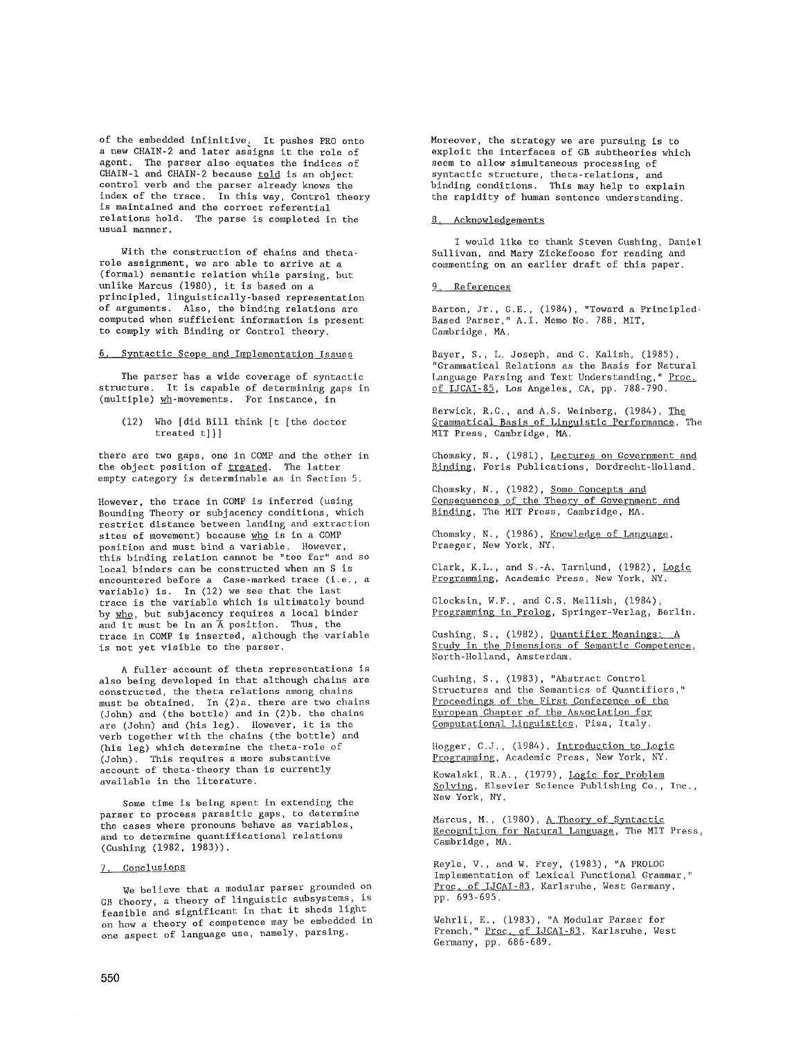of the embedded infinitive. It pushes PRO onto a new CHAIN-2 and later assigns it the role of agent. The parser also equates the indices of CHAIN-1 and CHAIN-2 because told is an object control verb and the parser already knows the index of the trace. In this way, Control theory is maintained and the correct referential relations hold. The parse is completed in the usual manner.

With the construction of chains and theta-role assignment, we are able to arrive at a (formal) semantic relation while parsing, but unlike Marcus (1980), it is based on a principled, linguistically-based representation of arguments. Also, the binding relations are computed when sufficient information is present to comply with Binding or Control theory.

## 6. Syntactic Scope and Implementation Issues

The parser has a wide coverage of syntactic structure. It is capable of determining gaps in (multiple) wh-movements. For instance, in

(12) Who [did Bill think [t [the doctor treated t]]]

there are two gaps, one in COMP and the other in the object position of treated. The latter empty category is determinable as in Section 5.

However, the trace in COMP is inferred (using Bounding Theory or subjacency conditions, which restrict distance between landing and extraction sites of movement) because who is in a COMP position and must bind a variable. However, this binding relation cannot be "too far" and so local binders can be constructed when an S is encountered before a Case-marked trace (i.e., a variable) is. In (12) we see that the last trace is the variable which is ultimately bound by who, but subjacency requires a local binder and it must be in an $\bar{A}$ position. Thus, the trace in COMP is inserted, although the variable is not yet visible to the parser.

A fuller account of theta representations is also being developed in that although chains are constructed, the theta relations among chains must be obtained. In (2)a. there are two chains (John) and (the bottle) and in (2)b. the chains are (John) and (his leg). However, it is the verb together with the chains (the bottle) and (his leg) which determine the theta-role of (John). This requires a more substantive account of theta-theory than is currently available in the literature.

Some time is being spent in extending the parser to process parasitic gaps, to determine the cases where pronouns behave as variables, and to determine quantificational relations (Cushing (1982, 1983)).

## 7. Conclusions

We believe that a modular parser grounded on GB theory, a theory of linguistic subsystems, is feasible and significant in that it sheds light on how a theory of competence may be embedded in one aspect of language use, namely, parsing.

Moreover, the strategy we are pursuing is to exploit the interfaces of GB subtheories which seem to allow simultaneous processing of syntactic structure, theta-relations, and binding conditions. This may help to explain the rapidity of human sentence understanding.

## 8. Acknowledgements

I would like to thank Steven Cushing, Daniel Sullivan, and Mary Zickefoose for reading and commenting on an earlier draft of this paper.

## 9. References

Barton, Jr., G.E., (1984), "Toward a Principled-Based Parser," A.I. Memo No. 788, MIT, Cambridge, MA.

Bayer, S., L. Joseph, and C. Kalish, (1985), "Grammatical Relations as the Basis for Natural Language Parsing and Text Understanding," Proc. of IJCAI-85, Los Angeles, CA, pp. 788-790.

Berwick, R.C., and A.S. Weinberg, (1984), The Grammatical Basis of Linguistic Performance, The MIT Press, Cambridge, MA.

Chomsky, N., (1981), Lectures on Government and Binding, Foris Publications, Dordrecht-Holland.

Chomsky, N., (1982), Some Concepts and Consequences of the Theory of Government and Binding, The MIT Press, Cambridge, MA.

Chomsky, N., (1986), Knowledge of Language, Praeger, New York, NY.

Clark, K.L., and S.-A. Tarnlund, (1982), Logic Programming, Academic Press, New York, NY.

Clocksin, W.F., and C.S. Mellish, (1984), Programming in Prolog, Springer-Verlag, Berlin.

Cushing, S., (1982), Quantifier Meanings: A Study in the Dimensions of Semantic Competence, North-Holland, Amsterdam.

Cushing, S., (1983), "Abstract Control Structures and the Semantics of Quantifiers," Proceedings of the First Conference of the European Chapter of the Association for Computational Linguistics, Pisa, Italy.

Hogger, C.J., (1984), Introduction to Logic Programming, Academic Press, New York, NY.

Kowalski, R.A., (1979), Logic for Problem Solving, Elsevier Science Publishing Co., Inc., New York, NY.

Marcus, M., (1980), A Theory of Syntactic Recognition for Natural Language, The MIT Press, Cambridge, MA.

Reyle, V., and W. Frey, (1983), "A PROLOG Implementation of Lexical Functional Grammar," Proc. of IJCAI-83, Karlsruhe, West Germany, pp. 693-695.

Wehrli, E., (1983), "A Modular Parser for French," Proc. of IJCAI-83, Karlsruhe, West Germany, pp. 686-689.